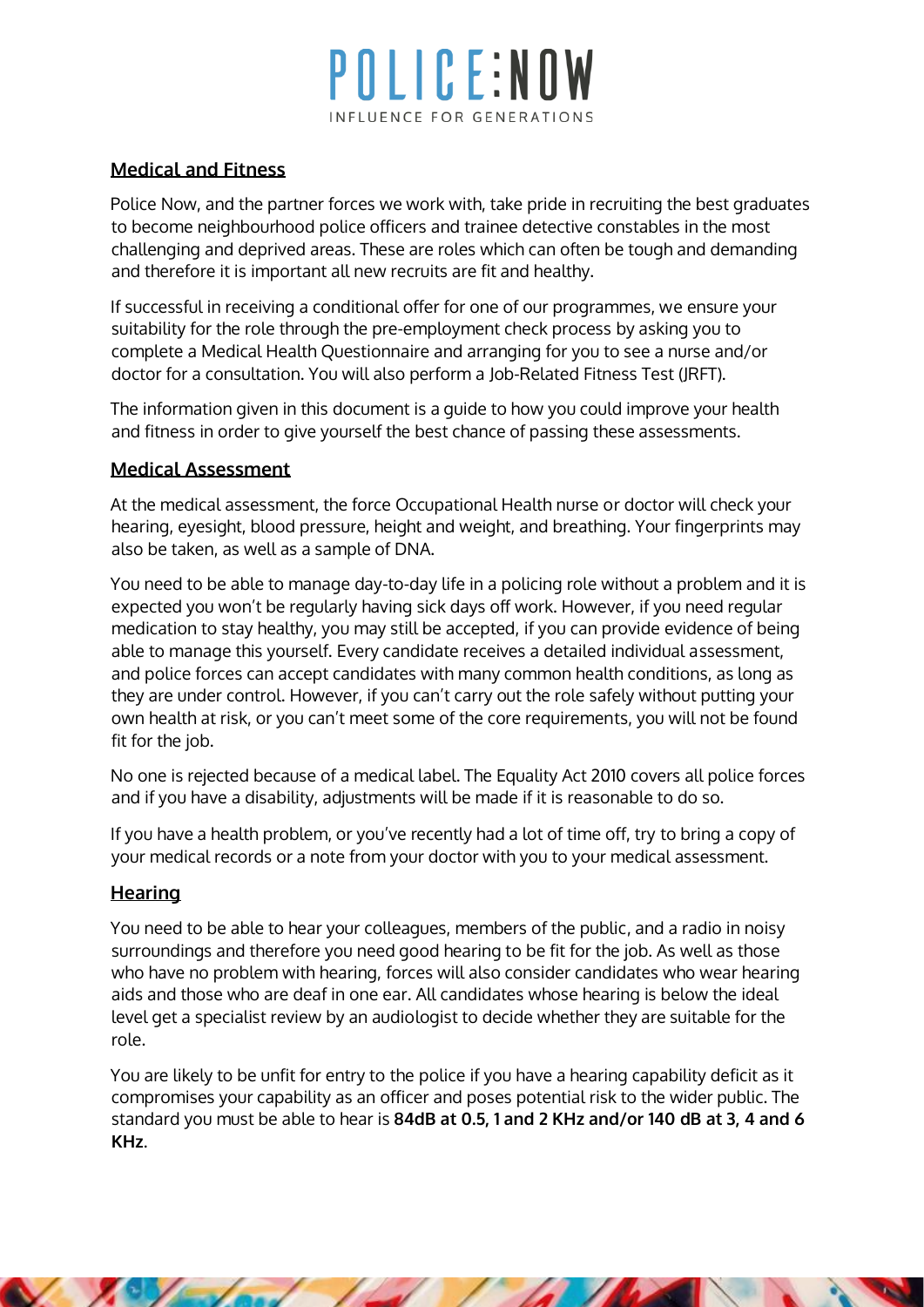## Medical and Fitness

Police Now, and the partner forces we work with, take pride in recruiting the best graduates to become neighbourhood police officers and trainee detective constables in the most challenging and deprived areas. These are roles which can often be tough and demanding and therefore it is important all new recruits are fit and healthy.

If successful in receiving a conditional offer for one of our programmes, we ensure your suitability for the role through the pre-employment check process by asking you to complete a Medical Health Questionnaire and arranging for you to see a nurse and/or doctor for a consultation. You will also perform a Job-Related Fitness Test (JRFT).

The information given in this document is a guide to how you could improve your health and fitness in order to give yourself the best chance of passing these assessments.

## Medical Assessment

At the medical assessment, the force Occupational Health nurse or doctor will check your hearing, eyesight, blood pressure, height and weight, and breathing. Your fingerprints may also be taken, as well as a sample of DNA.

You need to be able to manage day-to-day life in a policing role without a problem and it is expected you won't be regularly having sick days off work. However, if you need regular medication to stay healthy, you may still be accepted, if you can provide evidence of being able to manage this yourself. Every candidate receives a detailed individual assessment, and police forces can accept candidates with many common health conditions, as long as they are under control. However, if you can't carry out the role safely without putting your own health at risk, or you can't meet some of the core requirements, you will not be found fit for the job.

No one is rejected because of a medical label. The Equality Act 2010 covers all police forces and if you have a disability, adjustments will be made if it is reasonable to do so.

If you have a health problem, or you've recently had a lot of time off, try to bring a copy of your medical records or a note from your doctor with you to your medical assessment.

## Hearing

You need to be able to hear your colleagues, members of the public, and a radio in noisy surroundings and therefore you need good hearing to be fit for the job. As well as those who have no problem with hearing, forces will also consider candidates who wear hearing aids and those who are deaf in one ear. All candidates whose hearing is below the ideal level get a specialist review by an audiologist to decide whether they are suitable for the role.

You are likely to be unfit for entry to the police if you have a hearing capability deficit as it compromises your capability as an officer and poses potential risk to the wider public. The standard you must be able to hear is **84dB at 0.5, 1 and 2 KHz and/or 140 dB at 3, 4 and 6 KHz**.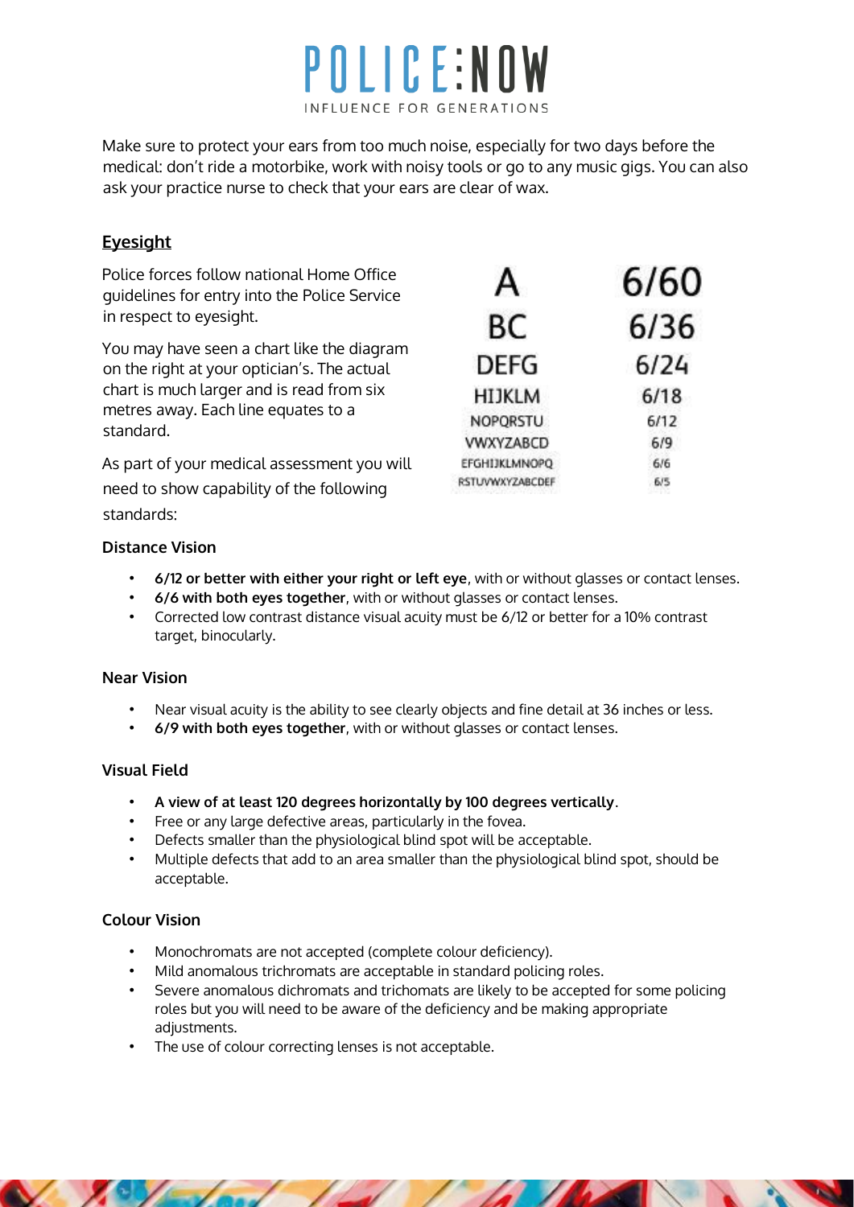Make sure to protect your ears from too much noise, especially for two days before the medical: don't ride a motorbike, work with noisy tools or go to any music gigs. You can also ask your practice nurse to check that your ears are clear of wax.

## Eyesight

Police forces follow national Home Office guidelines for entry into the Police Service in respect to eyesight.

You may have seen a chart like the diagram on the right at your optician's. The actual chart is much larger and is read from six metres away. Each line equates to a standard.

| | |
|---|---|
| A | 6/60 |
| BC | 6/36 |
| DEFG | 6/24 |
| HIJKLM | 6/18 |
| NOPQRSTU | 6/12 |
| VWXYZABCD | 6/9 |
| EFGHIJKLMNOPQ | 6/6 |
| RSTUVWXYZABCDEF | 6/5 |

As part of your medical assessment you will need to show capability of the following standards:

### Distance Vision

- **6/12 or better with either your right or left eye**, with or without glasses or contact lenses.
- **6/6 with both eyes together**, with or without glasses or contact lenses.
- Corrected low contrast distance visual acuity must be 6/12 or better for a 10% contrast target, binocularly.

### Near Vision

- Near visual acuity is the ability to see clearly objects and fine detail at 36 inches or less.
- **6/9 with both eyes together**, with or without glasses or contact lenses.

### Visual Field

- **A view of at least 120 degrees horizontally by 100 degrees vertically**.
- Free or any large defective areas, particularly in the fovea.
- Defects smaller than the physiological blind spot will be acceptable.
- Multiple defects that add to an area smaller than the physiological blind spot, should be acceptable.

### Colour Vision

- Monochromats are not accepted (complete colour deficiency).
- Mild anomalous trichromats are acceptable in standard policing roles.
- Severe anomalous dichromats and trichomats are likely to be accepted for some policing roles but you will need to be aware of the deficiency and be making appropriate adjustments.
- The use of colour correcting lenses is not acceptable.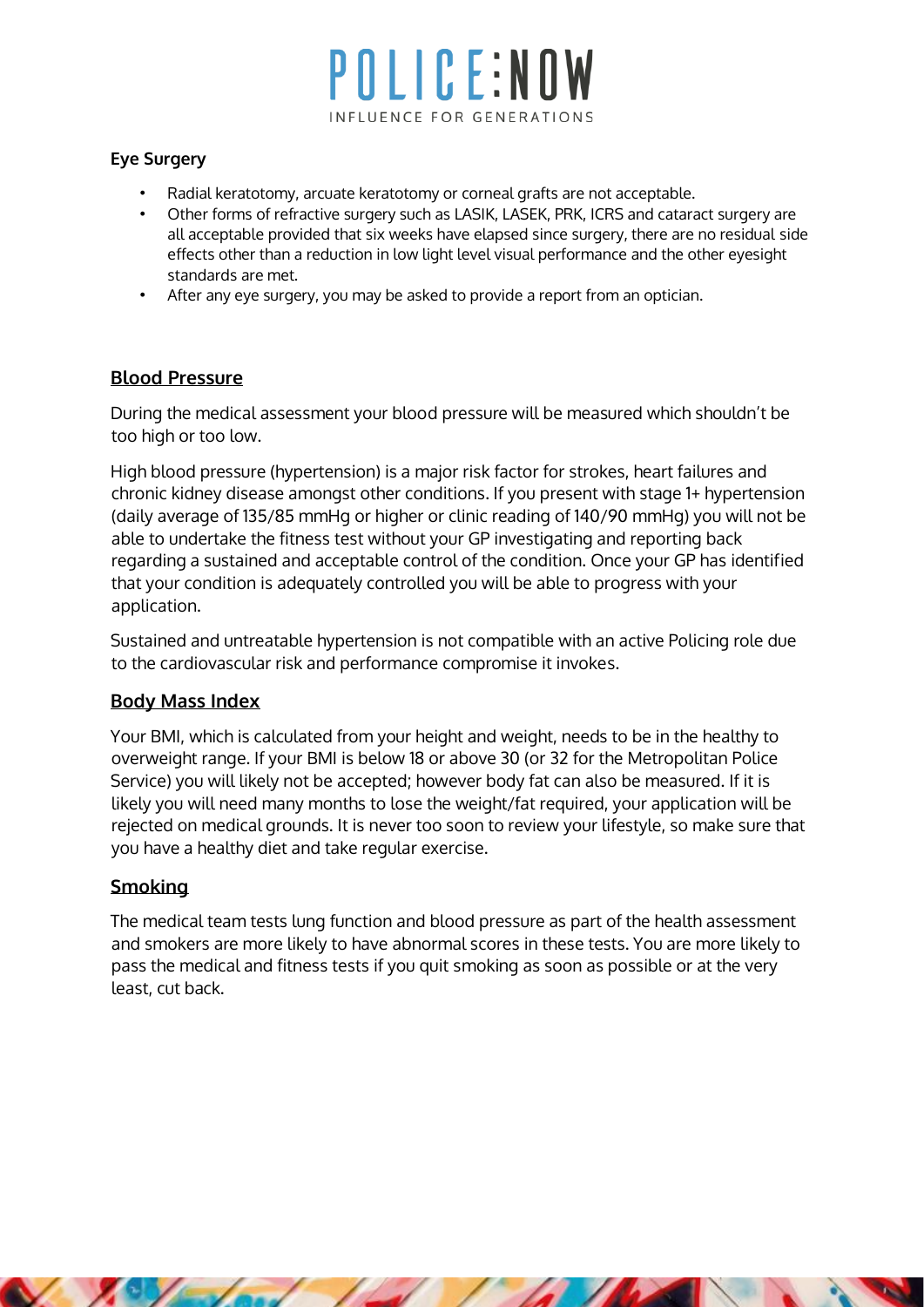### Eye Surgery

- Radial keratotomy, arcuate keratotomy or corneal grafts are not acceptable.
- Other forms of refractive surgery such as LASIK, LASEK, PRK, ICRS and cataract surgery are all acceptable provided that six weeks have elapsed since surgery, there are no residual side effects other than a reduction in low light level visual performance and the other eyesight standards are met.
- After any eye surgery, you may be asked to provide a report from an optician.

## Blood Pressure

During the medical assessment your blood pressure will be measured which shouldn't be too high or too low.

High blood pressure (hypertension) is a major risk factor for strokes, heart failures and chronic kidney disease amongst other conditions. If you present with stage 1+ hypertension (daily average of 135/85 mmHg or higher or clinic reading of 140/90 mmHg) you will not be able to undertake the fitness test without your GP investigating and reporting back regarding a sustained and acceptable control of the condition. Once your GP has identified that your condition is adequately controlled you will be able to progress with your application.

Sustained and untreatable hypertension is not compatible with an active Policing role due to the cardiovascular risk and performance compromise it invokes.

## Body Mass Index

Your BMI, which is calculated from your height and weight, needs to be in the healthy to overweight range. If your BMI is below 18 or above 30 (or 32 for the Metropolitan Police Service) you will likely not be accepted; however body fat can also be measured. If it is likely you will need many months to lose the weight/fat required, your application will be rejected on medical grounds. It is never too soon to review your lifestyle, so make sure that you have a healthy diet and take regular exercise.

## Smoking

The medical team tests lung function and blood pressure as part of the health assessment and smokers are more likely to have abnormal scores in these tests. You are more likely to pass the medical and fitness tests if you quit smoking as soon as possible or at the very least, cut back.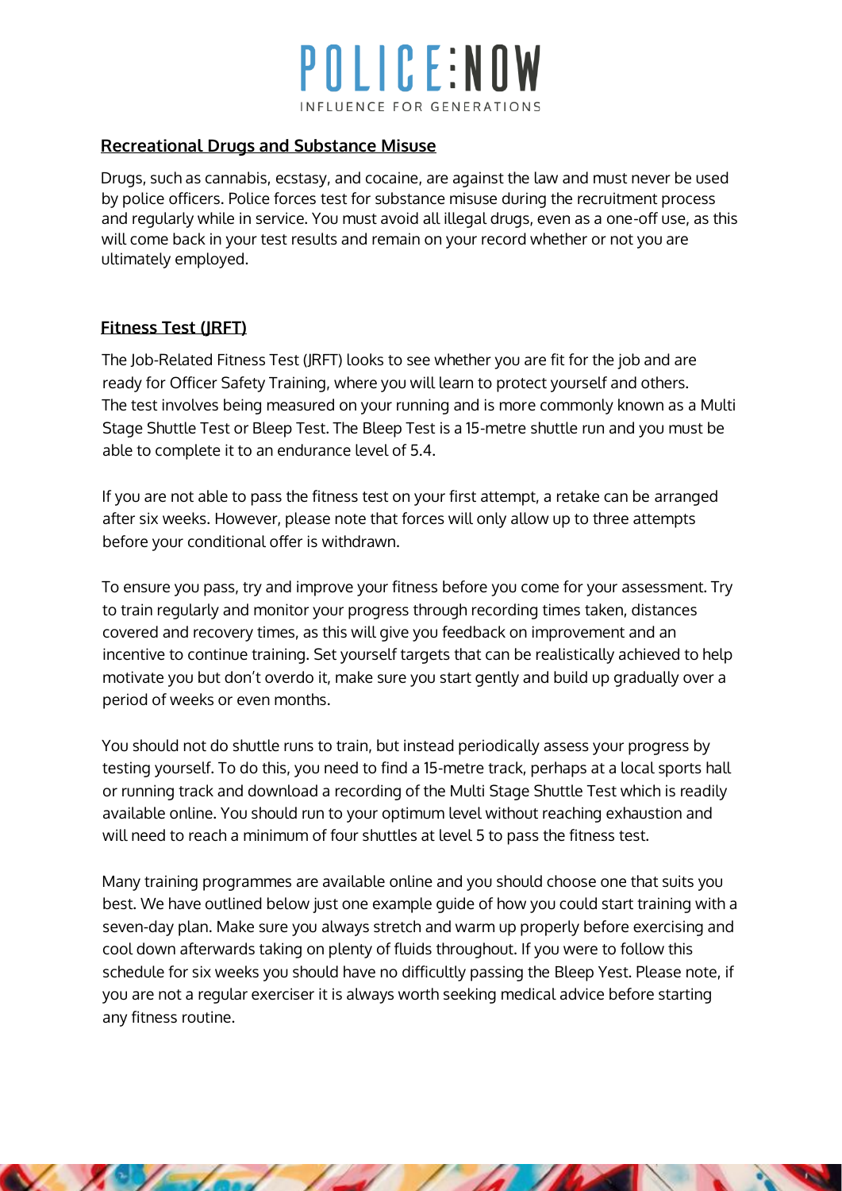## Recreational Drugs and Substance Misuse

Drugs, such as cannabis, ecstasy, and cocaine, are against the law and must never be used by police officers. Police forces test for substance misuse during the recruitment process and regularly while in service. You must avoid all illegal drugs, even as a one-off use, as this will come back in your test results and remain on your record whether or not you are ultimately employed.

## Fitness Test (JRFT)

The Job-Related Fitness Test (JRFT) looks to see whether you are fit for the job and are ready for Officer Safety Training, where you will learn to protect yourself and others. The test involves being measured on your running and is more commonly known as a Multi Stage Shuttle Test or Bleep Test. The Bleep Test is a 15-metre shuttle run and you must be able to complete it to an endurance level of 5.4.

If you are not able to pass the fitness test on your first attempt, a retake can be arranged after six weeks. However, please note that forces will only allow up to three attempts before your conditional offer is withdrawn.

To ensure you pass, try and improve your fitness before you come for your assessment. Try to train regularly and monitor your progress through recording times taken, distances covered and recovery times, as this will give you feedback on improvement and an incentive to continue training. Set yourself targets that can be realistically achieved to help motivate you but don't overdo it, make sure you start gently and build up gradually over a period of weeks or even months.

You should not do shuttle runs to train, but instead periodically assess your progress by testing yourself. To do this, you need to find a 15-metre track, perhaps at a local sports hall or running track and download a recording of the Multi Stage Shuttle Test which is readily available online. You should run to your optimum level without reaching exhaustion and will need to reach a minimum of four shuttles at level 5 to pass the fitness test.

Many training programmes are available online and you should choose one that suits you best. We have outlined below just one example guide of how you could start training with a seven-day plan. Make sure you always stretch and warm up properly before exercising and cool down afterwards taking on plenty of fluids throughout. If you were to follow this schedule for six weeks you should have no difficultly passing the Bleep Yest. Please note, if you are not a regular exerciser it is always worth seeking medical advice before starting any fitness routine.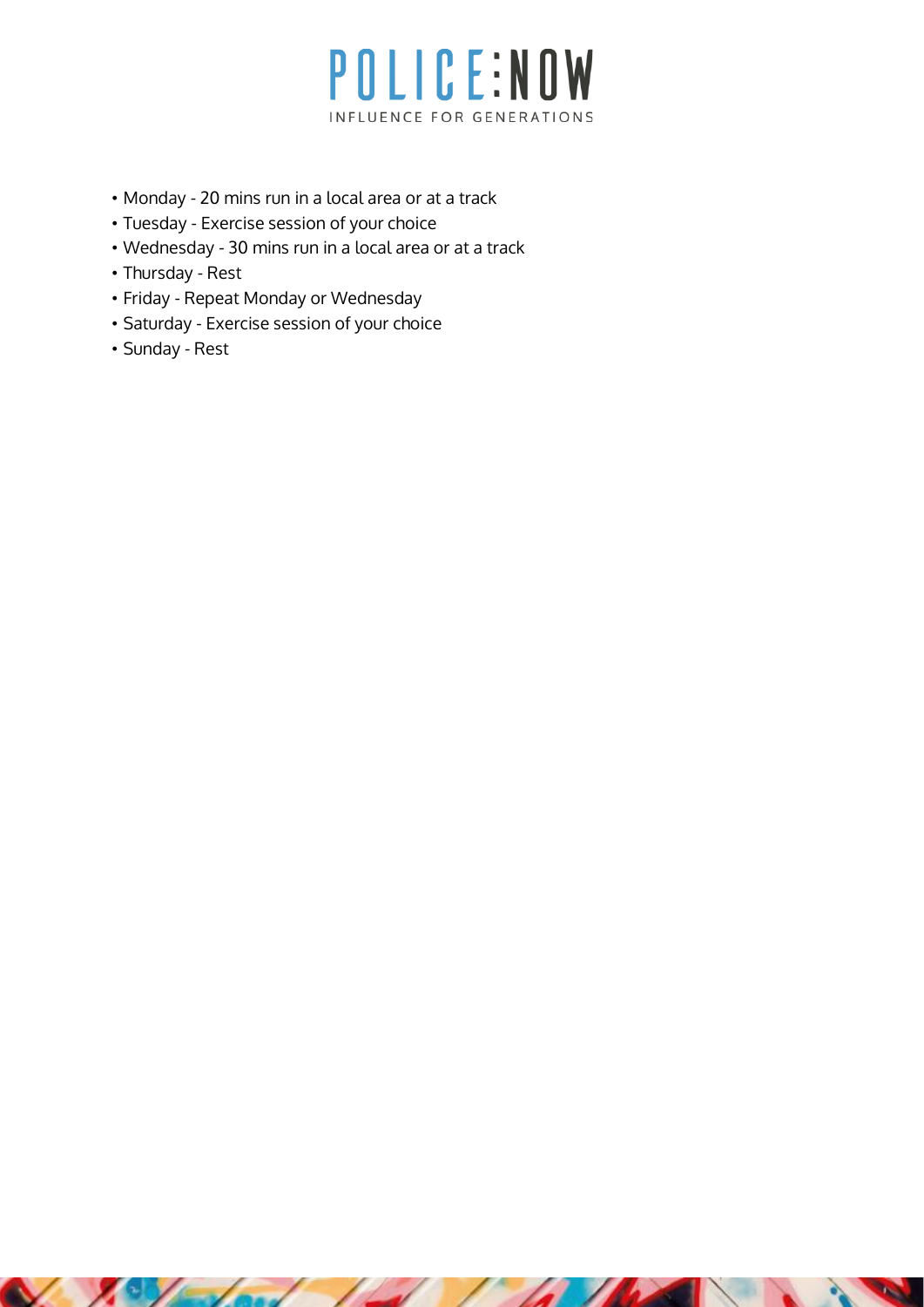- Monday - 20 mins run in a local area or at a track
- Tuesday - Exercise session of your choice
- Wednesday - 30 mins run in a local area or at a track
- Thursday - Rest
- Friday - Repeat Monday or Wednesday
- Saturday - Exercise session of your choice
- Sunday - Rest